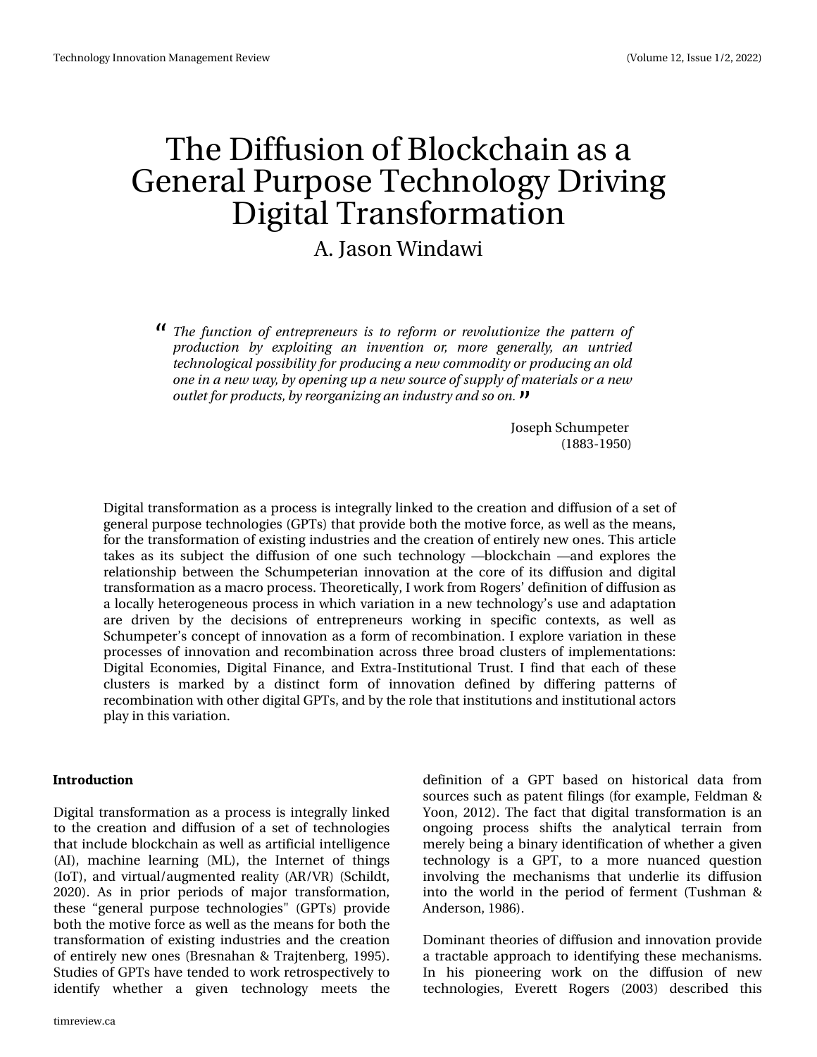# The Diffusion of Blockchain as a General Purpose Technology Driving Digital Transformation

A. Jason Windawi

> *The function of entrepreneurs is to reform or revolutionize the pattern of production by exploiting an invention or, more generally, an untried technological possibility for producing a new commodity or producing an old one in a new way, by opening up a new source of supply of materials or a new outlet for products, by reorganizing an industry and so on.*
>
> Joseph Schumpeter
> (1883-1950)

Digital transformation as a process is integrally linked to the creation and diffusion of a set of general purpose technologies (GPTs) that provide both the motive force, as well as the means, for the transformation of existing industries and the creation of entirely new ones. This article takes as its subject the diffusion of one such technology —blockchain —and explores the relationship between the Schumpeterian innovation at the core of its diffusion and digital transformation as a macro process. Theoretically, I work from Rogers' definition of diffusion as a locally heterogeneous process in which variation in a new technology's use and adaptation are driven by the decisions of entrepreneurs working in specific contexts, as well as Schumpeter's concept of innovation as a form of recombination. I explore variation in these processes of innovation and recombination across three broad clusters of implementations: Digital Economies, Digital Finance, and Extra-Institutional Trust. I find that each of these clusters is marked by a distinct form of innovation defined by differing patterns of recombination with other digital GPTs, and by the role that institutions and institutional actors play in this variation.

## Introduction

Digital transformation as a process is integrally linked to the creation and diffusion of a set of technologies that include blockchain as well as artificial intelligence (AI), machine learning (ML), the Internet of things (IoT), and virtual/augmented reality (AR/VR) (Schildt, 2020). As in prior periods of major transformation, these "general purpose technologies" (GPTs) provide both the motive force as well as the means for both the transformation of existing industries and the creation of entirely new ones (Bresnahan & Trajtenberg, 1995). Studies of GPTs have tended to work retrospectively to identify whether a given technology meets the definition of a GPT based on historical data from sources such as patent filings (for example, Feldman & Yoon, 2012). The fact that digital transformation is an ongoing process shifts the analytical terrain from merely being a binary identification of whether a given technology is a GPT, to a more nuanced question involving the mechanisms that underlie its diffusion into the world in the period of ferment (Tushman & Anderson, 1986).

Dominant theories of diffusion and innovation provide a tractable approach to identifying these mechanisms. In his pioneering work on the diffusion of new technologies, Everett Rogers (2003) described this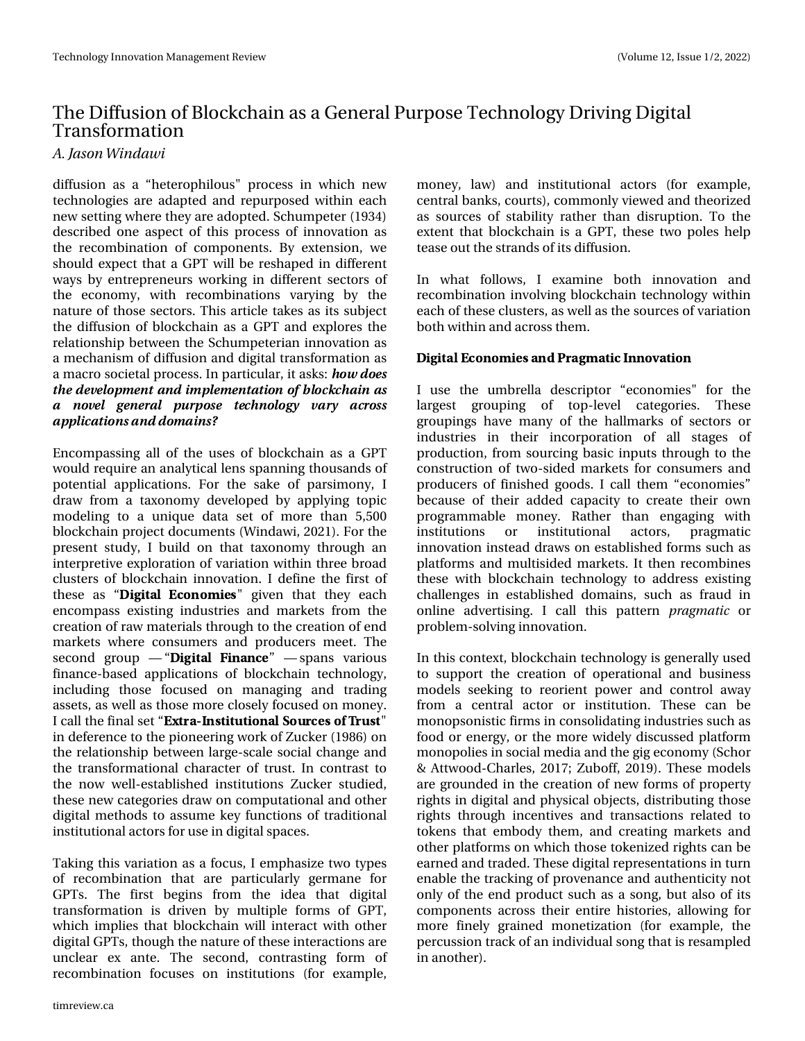diffusion as a "heterophilous" process in which new technologies are adapted and repurposed within each new setting where they are adopted. Schumpeter (1934) described one aspect of this process of innovation as the recombination of components. By extension, we should expect that a GPT will be reshaped in different ways by entrepreneurs working in different sectors of the economy, with recombinations varying by the nature of those sectors. This article takes as its subject the diffusion of blockchain as a GPT and explores the relationship between the Schumpeterian innovation as a mechanism of diffusion and digital transformation as a macro societal process. In particular, it asks: ***how does the development and implementation of blockchain as a novel general purpose technology vary across applications and domains?***

Encompassing all of the uses of blockchain as a GPT would require an analytical lens spanning thousands of potential applications. For the sake of parsimony, I draw from a taxonomy developed by applying topic modeling to a unique data set of more than 5,500 blockchain project documents (Windawi, 2021). For the present study, I build on that taxonomy through an interpretive exploration of variation within three broad clusters of blockchain innovation. I define the first of these as "**Digital Economies**" given that they each encompass existing industries and markets from the creation of raw materials through to the creation of end markets where consumers and producers meet. The second group — "**Digital Finance**" — spans various finance-based applications of blockchain technology, including those focused on managing and trading assets, as well as those more closely focused on money. I call the final set "**Extra-Institutional Sources of Trust**" in deference to the pioneering work of Zucker (1986) on the relationship between large-scale social change and the transformational character of trust. In contrast to the now well-established institutions Zucker studied, these new categories draw on computational and other digital methods to assume key functions of traditional institutional actors for use in digital spaces.

Taking this variation as a focus, I emphasize two types of recombination that are particularly germane for GPTs. The first begins from the idea that digital transformation is driven by multiple forms of GPT, which implies that blockchain will interact with other digital GPTs, though the nature of these interactions are unclear ex ante. The second, contrasting form of recombination focuses on institutions (for example, money, law) and institutional actors (for example, central banks, courts), commonly viewed and theorized as sources of stability rather than disruption. To the extent that blockchain is a GPT, these two poles help tease out the strands of its diffusion.

In what follows, I examine both innovation and recombination involving blockchain technology within each of these clusters, as well as the sources of variation both within and across them.

## Digital Economies and Pragmatic Innovation

I use the umbrella descriptor "economies" for the largest grouping of top-level categories. These groupings have many of the hallmarks of sectors or industries in their incorporation of all stages of production, from sourcing basic inputs through to the construction of two-sided markets for consumers and producers of finished goods. I call them "economies" because of their added capacity to create their own programmable money. Rather than engaging with institutions or institutional actors, pragmatic innovation instead draws on established forms such as platforms and multisided markets. It then recombines these with blockchain technology to address existing challenges in established domains, such as fraud in online advertising. I call this pattern *pragmatic* or problem-solving innovation.

In this context, blockchain technology is generally used to support the creation of operational and business models seeking to reorient power and control away from a central actor or institution. These can be monopsonistic firms in consolidating industries such as food or energy, or the more widely discussed platform monopolies in social media and the gig economy (Schor & Attwood-Charles, 2017; Zuboff, 2019). These models are grounded in the creation of new forms of property rights in digital and physical objects, distributing those rights through incentives and transactions related to tokens that embody them, and creating markets and other platforms on which those tokenized rights can be earned and traded. These digital representations in turn enable the tracking of provenance and authenticity not only of the end product such as a song, but also of its components across their entire histories, allowing for more finely grained monetization (for example, the percussion track of an individual song that is resampled in another).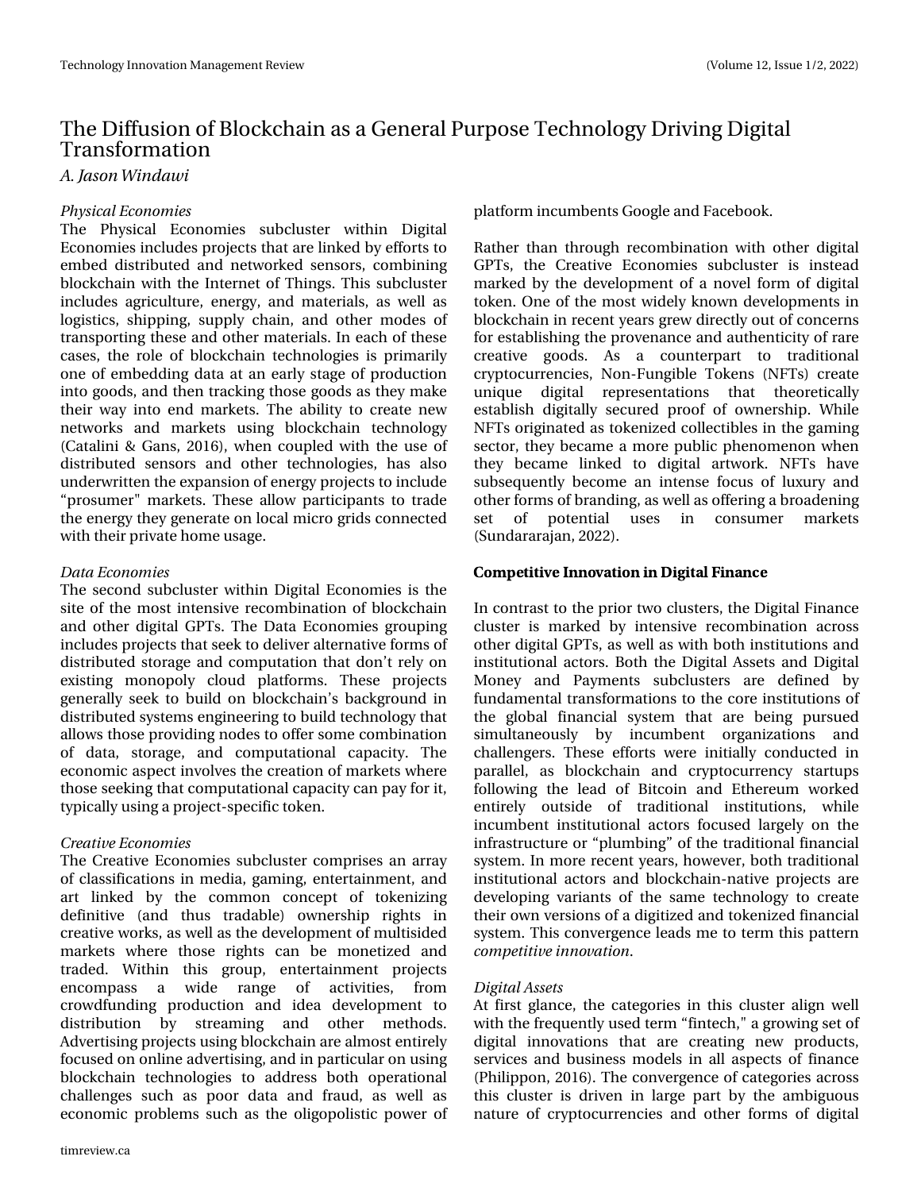*Physical Economies*

The Physical Economies subcluster within Digital Economies includes projects that are linked by efforts to embed distributed and networked sensors, combining blockchain with the Internet of Things. This subcluster includes agriculture, energy, and materials, as well as logistics, shipping, supply chain, and other modes of transporting these and other materials. In each of these cases, the role of blockchain technologies is primarily one of embedding data at an early stage of production into goods, and then tracking those goods as they make their way into end markets. The ability to create new networks and markets using blockchain technology (Catalini & Gans, 2016), when coupled with the use of distributed sensors and other technologies, has also underwritten the expansion of energy projects to include "prosumer" markets. These allow participants to trade the energy they generate on local micro grids connected with their private home usage.

*Data Economies*

The second subcluster within Digital Economies is the site of the most intensive recombination of blockchain and other digital GPTs. The Data Economies grouping includes projects that seek to deliver alternative forms of distributed storage and computation that don't rely on existing monopoly cloud platforms. These projects generally seek to build on blockchain's background in distributed systems engineering to build technology that allows those providing nodes to offer some combination of data, storage, and computational capacity. The economic aspect involves the creation of markets where those seeking that computational capacity can pay for it, typically using a project-specific token.

*Creative Economies*

The Creative Economies subcluster comprises an array of classifications in media, gaming, entertainment, and art linked by the common concept of tokenizing definitive (and thus tradable) ownership rights in creative works, as well as the development of multisided markets where those rights can be monetized and traded. Within this group, entertainment projects encompass a wide range of activities, from crowdfunding production and idea development to distribution by streaming and other methods. Advertising projects using blockchain are almost entirely focused on online advertising, and in particular on using blockchain technologies to address both operational challenges such as poor data and fraud, as well as economic problems such as the oligopolistic power of platform incumbents Google and Facebook.

Rather than through recombination with other digital GPTs, the Creative Economies subcluster is instead marked by the development of a novel form of digital token. One of the most widely known developments in blockchain in recent years grew directly out of concerns for establishing the provenance and authenticity of rare creative goods. As a counterpart to traditional cryptocurrencies, Non-Fungible Tokens (NFTs) create unique digital representations that theoretically establish digitally secured proof of ownership. While NFTs originated as tokenized collectibles in the gaming sector, they became a more public phenomenon when they became linked to digital artwork. NFTs have subsequently become an intense focus of luxury and other forms of branding, as well as offering a broadening set of potential uses in consumer markets (Sundararajan, 2022).

**Competitive Innovation in Digital Finance**

In contrast to the prior two clusters, the Digital Finance cluster is marked by intensive recombination across other digital GPTs, as well as with both institutions and institutional actors. Both the Digital Assets and Digital Money and Payments subclusters are defined by fundamental transformations to the core institutions of the global financial system that are being pursued simultaneously by incumbent organizations and challengers. These efforts were initially conducted in parallel, as blockchain and cryptocurrency startups following the lead of Bitcoin and Ethereum worked entirely outside of traditional institutions, while incumbent institutional actors focused largely on the infrastructure or "plumbing" of the traditional financial system. In more recent years, however, both traditional institutional actors and blockchain-native projects are developing variants of the same technology to create their own versions of a digitized and tokenized financial system. This convergence leads me to term this pattern *competitive innovation*.

*Digital Assets*

At first glance, the categories in this cluster align well with the frequently used term "fintech," a growing set of digital innovations that are creating new products, services and business models in all aspects of finance (Philippon, 2016). The convergence of categories across this cluster is driven in large part by the ambiguous nature of cryptocurrencies and other forms of digital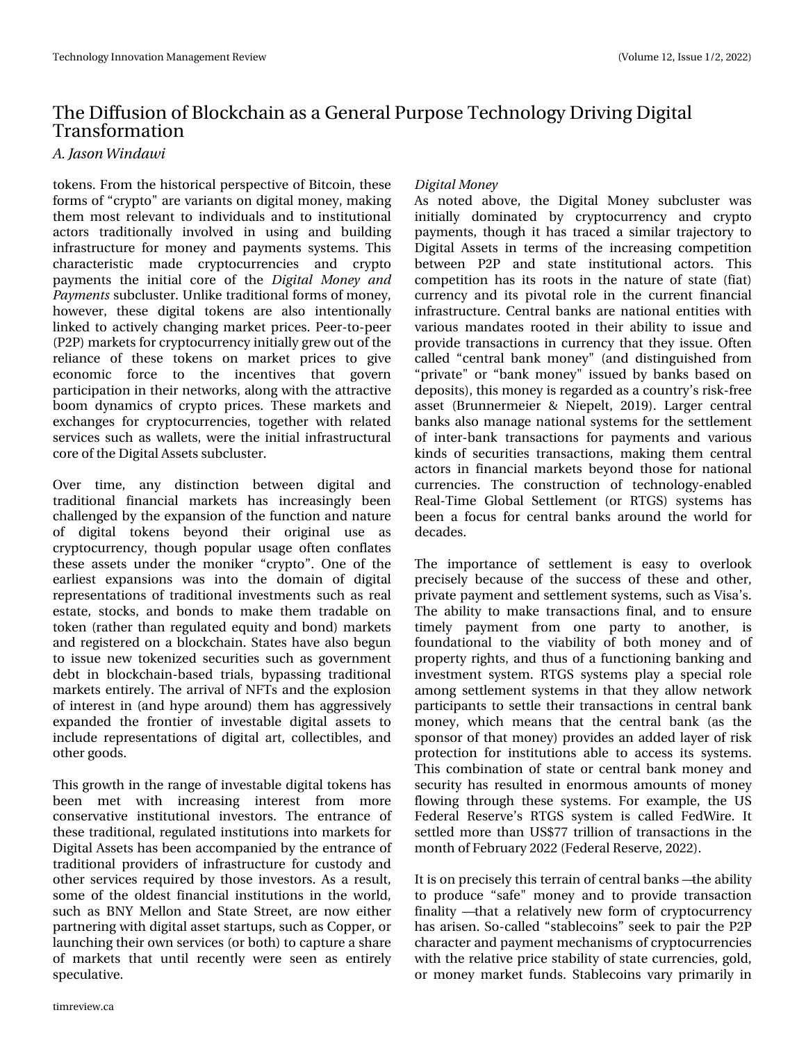tokens. From the historical perspective of Bitcoin, these forms of "crypto" are variants on digital money, making them most relevant to individuals and to institutional actors traditionally involved in using and building infrastructure for money and payments systems. This characteristic made cryptocurrencies and crypto payments the initial core of the *Digital Money and Payments* subcluster. Unlike traditional forms of money, however, these digital tokens are also intentionally linked to actively changing market prices. Peer-to-peer (P2P) markets for cryptocurrency initially grew out of the reliance of these tokens on market prices to give economic force to the incentives that govern participation in their networks, along with the attractive boom dynamics of crypto prices. These markets and exchanges for cryptocurrencies, together with related services such as wallets, were the initial infrastructural core of the Digital Assets subcluster.

Over time, any distinction between digital and traditional financial markets has increasingly been challenged by the expansion of the function and nature of digital tokens beyond their original use as cryptocurrency, though popular usage often conflates these assets under the moniker "crypto". One of the earliest expansions was into the domain of digital representations of traditional investments such as real estate, stocks, and bonds to make them tradable on token (rather than regulated equity and bond) markets and registered on a blockchain. States have also begun to issue new tokenized securities such as government debt in blockchain-based trials, bypassing traditional markets entirely. The arrival of NFTs and the explosion of interest in (and hype around) them has aggressively expanded the frontier of investable digital assets to include representations of digital art, collectibles, and other goods.

This growth in the range of investable digital tokens has been met with increasing interest from more conservative institutional investors. The entrance of these traditional, regulated institutions into markets for Digital Assets has been accompanied by the entrance of traditional providers of infrastructure for custody and other services required by those investors. As a result, some of the oldest financial institutions in the world, such as BNY Mellon and State Street, are now either partnering with digital asset startups, such as Copper, or launching their own services (or both) to capture a share of markets that until recently were seen as entirely speculative.

*Digital Money*

As noted above, the Digital Money subcluster was initially dominated by cryptocurrency and crypto payments, though it has traced a similar trajectory to Digital Assets in terms of the increasing competition between P2P and state institutional actors. This competition has its roots in the nature of state (fiat) currency and its pivotal role in the current financial infrastructure. Central banks are national entities with various mandates rooted in their ability to issue and provide transactions in currency that they issue. Often called "central bank money" (and distinguished from "private" or "bank money" issued by banks based on deposits), this money is regarded as a country's risk-free asset (Brunnermeier & Niepelt, 2019). Larger central banks also manage national systems for the settlement of inter-bank transactions for payments and various kinds of securities transactions, making them central actors in financial markets beyond those for national currencies. The construction of technology-enabled Real-Time Global Settlement (or RTGS) systems has been a focus for central banks around the world for decades.

The importance of settlement is easy to overlook precisely because of the success of these and other, private payment and settlement systems, such as Visa's. The ability to make transactions final, and to ensure timely payment from one party to another, is foundational to the viability of both money and of property rights, and thus of a functioning banking and investment system. RTGS systems play a special role among settlement systems in that they allow network participants to settle their transactions in central bank money, which means that the central bank (as the sponsor of that money) provides an added layer of risk protection for institutions able to access its systems. This combination of state or central bank money and security has resulted in enormous amounts of money flowing through these systems. For example, the US Federal Reserve's RTGS system is called FedWire. It settled more than US$77 trillion of transactions in the month of February 2022 (Federal Reserve, 2022).

It is on precisely this terrain of central banks —the ability to produce "safe" money and to provide transaction finality —that a relatively new form of cryptocurrency has arisen. So-called "stablecoins" seek to pair the P2P character and payment mechanisms of cryptocurrencies with the relative price stability of state currencies, gold, or money market funds. Stablecoins vary primarily in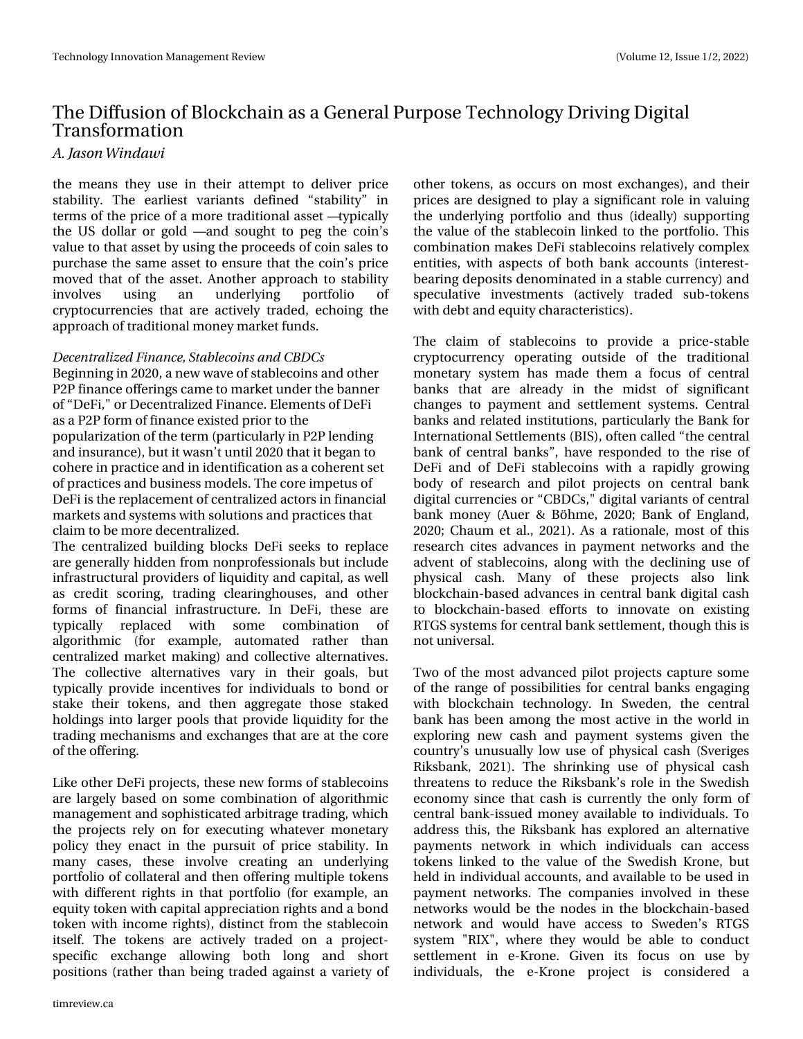the means they use in their attempt to deliver price stability. The earliest variants defined "stability" in terms of the price of a more traditional asset —typically the US dollar or gold —and sought to peg the coin's value to that asset by using the proceeds of coin sales to purchase the same asset to ensure that the coin's price moved that of the asset. Another approach to stability involves using an underlying portfolio of cryptocurrencies that are actively traded, echoing the approach of traditional money market funds.

*Decentralized Finance, Stablecoins and CBDCs*

Beginning in 2020, a new wave of stablecoins and other P2P finance offerings came to market under the banner of "DeFi," or Decentralized Finance. Elements of DeFi as a P2P form of finance existed prior to the popularization of the term (particularly in P2P lending and insurance), but it wasn't until 2020 that it began to cohere in practice and in identification as a coherent set of practices and business models. The core impetus of DeFi is the replacement of centralized actors in financial markets and systems with solutions and practices that claim to be more decentralized.

The centralized building blocks DeFi seeks to replace are generally hidden from nonprofessionals but include infrastructural providers of liquidity and capital, as well as credit scoring, trading clearinghouses, and other forms of financial infrastructure. In DeFi, these are typically replaced with some combination of algorithmic (for example, automated rather than centralized market making) and collective alternatives. The collective alternatives vary in their goals, but typically provide incentives for individuals to bond or stake their tokens, and then aggregate those staked holdings into larger pools that provide liquidity for the trading mechanisms and exchanges that are at the core of the offering.

Like other DeFi projects, these new forms of stablecoins are largely based on some combination of algorithmic management and sophisticated arbitrage trading, which the projects rely on for executing whatever monetary policy they enact in the pursuit of price stability. In many cases, these involve creating an underlying portfolio of collateral and then offering multiple tokens with different rights in that portfolio (for example, an equity token with capital appreciation rights and a bond token with income rights), distinct from the stablecoin itself. The tokens are actively traded on a project-specific exchange allowing both long and short positions (rather than being traded against a variety of other tokens, as occurs on most exchanges), and their prices are designed to play a significant role in valuing the underlying portfolio and thus (ideally) supporting the value of the stablecoin linked to the portfolio. This combination makes DeFi stablecoins relatively complex entities, with aspects of both bank accounts (interest-bearing deposits denominated in a stable currency) and speculative investments (actively traded sub-tokens with debt and equity characteristics).

The claim of stablecoins to provide a price-stable cryptocurrency operating outside of the traditional monetary system has made them a focus of central banks that are already in the midst of significant changes to payment and settlement systems. Central banks and related institutions, particularly the Bank for International Settlements (BIS), often called "the central bank of central banks", have responded to the rise of DeFi and of DeFi stablecoins with a rapidly growing body of research and pilot projects on central bank digital currencies or "CBDCs," digital variants of central bank money (Auer & Böhme, 2020; Bank of England, 2020; Chaum et al., 2021). As a rationale, most of this research cites advances in payment networks and the advent of stablecoins, along with the declining use of physical cash. Many of these projects also link blockchain-based advances in central bank digital cash to blockchain-based efforts to innovate on existing RTGS systems for central bank settlement, though this is not universal.

Two of the most advanced pilot projects capture some of the range of possibilities for central banks engaging with blockchain technology. In Sweden, the central bank has been among the most active in the world in exploring new cash and payment systems given the country's unusually low use of physical cash (Sveriges Riksbank, 2021). The shrinking use of physical cash threatens to reduce the Riksbank's role in the Swedish economy since that cash is currently the only form of central bank-issued money available to individuals. To address this, the Riksbank has explored an alternative payments network in which individuals can access tokens linked to the value of the Swedish Krone, but held in individual accounts, and available to be used in payment networks. The companies involved in these networks would be the nodes in the blockchain-based network and would have access to Sweden's RTGS system "RIX", where they would be able to conduct settlement in e-Krone. Given its focus on use by individuals, the e-Krone project is considered a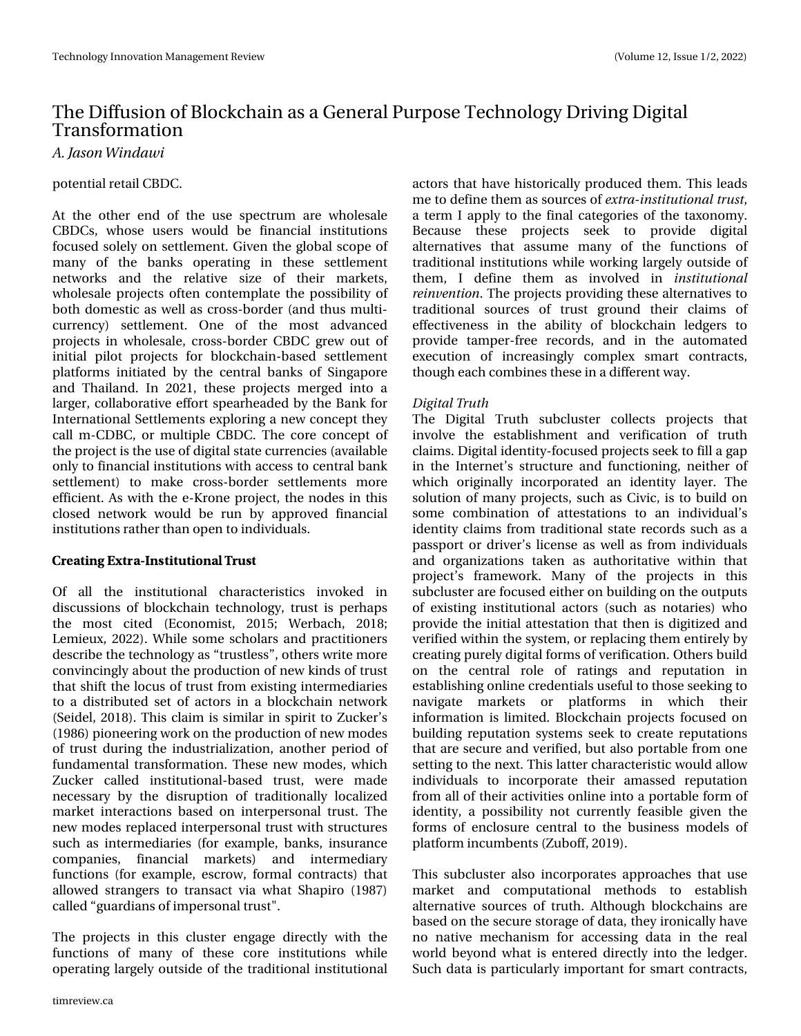potential retail CBDC.

At the other end of the use spectrum are wholesale CBDCs, whose users would be financial institutions focused solely on settlement. Given the global scope of many of the banks operating in these settlement networks and the relative size of their markets, wholesale projects often contemplate the possibility of both domestic as well as cross-border (and thus multi-currency) settlement. One of the most advanced projects in wholesale, cross-border CBDC grew out of initial pilot projects for blockchain-based settlement platforms initiated by the central banks of Singapore and Thailand. In 2021, these projects merged into a larger, collaborative effort spearheaded by the Bank for International Settlements exploring a new concept they call m-CDBC, or multiple CBDC. The core concept of the project is the use of digital state currencies (available only to financial institutions with access to central bank settlement) to make cross-border settlements more efficient. As with the e-Krone project, the nodes in this closed network would be run by approved financial institutions rather than open to individuals.

## Creating Extra-Institutional Trust

Of all the institutional characteristics invoked in discussions of blockchain technology, trust is perhaps the most cited (Economist, 2015; Werbach, 2018; Lemieux, 2022). While some scholars and practitioners describe the technology as "trustless", others write more convincingly about the production of new kinds of trust that shift the locus of trust from existing intermediaries to a distributed set of actors in a blockchain network (Seidel, 2018). This claim is similar in spirit to Zucker's (1986) pioneering work on the production of new modes of trust during the industrialization, another period of fundamental transformation. These new modes, which Zucker called institutional-based trust, were made necessary by the disruption of traditionally localized market interactions based on interpersonal trust. The new modes replaced interpersonal trust with structures such as intermediaries (for example, banks, insurance companies, financial markets) and intermediary functions (for example, escrow, formal contracts) that allowed strangers to transact via what Shapiro (1987) called "guardians of impersonal trust".

The projects in this cluster engage directly with the functions of many of these core institutions while operating largely outside of the traditional institutional actors that have historically produced them. This leads me to define them as sources of *extra-institutional trust*, a term I apply to the final categories of the taxonomy. Because these projects seek to provide digital alternatives that assume many of the functions of traditional institutions while working largely outside of them, I define them as involved in *institutional reinvention*. The projects providing these alternatives to traditional sources of trust ground their claims of effectiveness in the ability of blockchain ledgers to provide tamper-free records, and in the automated execution of increasingly complex smart contracts, though each combines these in a different way.

### *Digital Truth*

The Digital Truth subcluster collects projects that involve the establishment and verification of truth claims. Digital identity-focused projects seek to fill a gap in the Internet's structure and functioning, neither of which originally incorporated an identity layer. The solution of many projects, such as Civic, is to build on some combination of attestations to an individual's identity claims from traditional state records such as a passport or driver's license as well as from individuals and organizations taken as authoritative within that project's framework. Many of the projects in this subcluster are focused either on building on the outputs of existing institutional actors (such as notaries) who provide the initial attestation that then is digitized and verified within the system, or replacing them entirely by creating purely digital forms of verification. Others build on the central role of ratings and reputation in establishing online credentials useful to those seeking to navigate markets or platforms in which their information is limited. Blockchain projects focused on building reputation systems seek to create reputations that are secure and verified, but also portable from one setting to the next. This latter characteristic would allow individuals to incorporate their amassed reputation from all of their activities online into a portable form of identity, a possibility not currently feasible given the forms of enclosure central to the business models of platform incumbents (Zuboff, 2019).

This subcluster also incorporates approaches that use market and computational methods to establish alternative sources of truth. Although blockchains are based on the secure storage of data, they ironically have no native mechanism for accessing data in the real world beyond what is entered directly into the ledger. Such data is particularly important for smart contracts,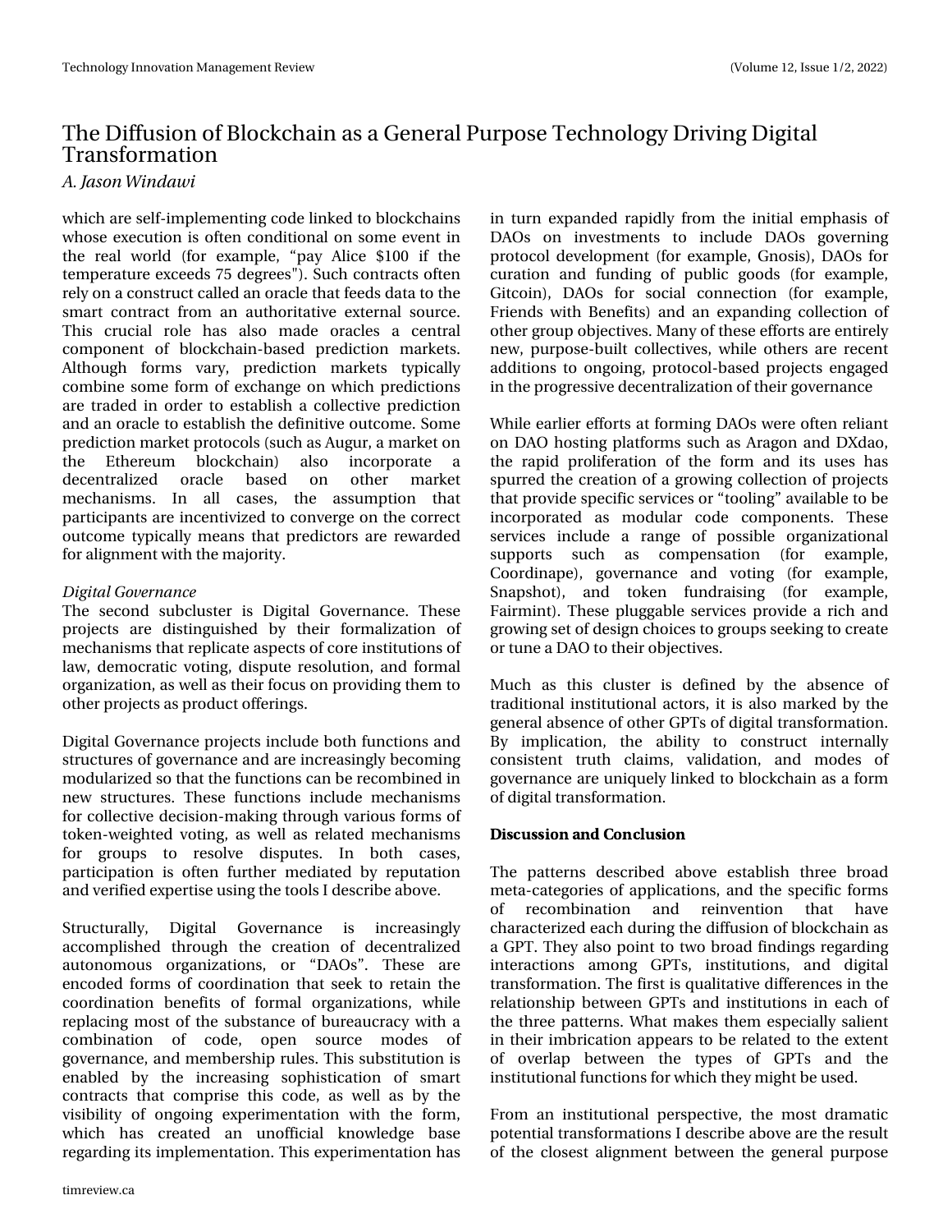which are self-implementing code linked to blockchains whose execution is often conditional on some event in the real world (for example, "pay Alice $100 if the temperature exceeds 75 degrees"). Such contracts often rely on a construct called an oracle that feeds data to the smart contract from an authoritative external source. This crucial role has also made oracles a central component of blockchain-based prediction markets. Although forms vary, prediction markets typically combine some form of exchange on which predictions are traded in order to establish a collective prediction and an oracle to establish the definitive outcome. Some prediction market protocols (such as Augur, a market on the Ethereum blockchain) also incorporate a decentralized oracle based on other market mechanisms. In all cases, the assumption that participants are incentivized to converge on the correct outcome typically means that predictors are rewarded for alignment with the majority.

*Digital Governance*

The second subcluster is Digital Governance. These projects are distinguished by their formalization of mechanisms that replicate aspects of core institutions of law, democratic voting, dispute resolution, and formal organization, as well as their focus on providing them to other projects as product offerings.

Digital Governance projects include both functions and structures of governance and are increasingly becoming modularized so that the functions can be recombined in new structures. These functions include mechanisms for collective decision-making through various forms of token-weighted voting, as well as related mechanisms for groups to resolve disputes. In both cases, participation is often further mediated by reputation and verified expertise using the tools I describe above.

Structurally, Digital Governance is increasingly accomplished through the creation of decentralized autonomous organizations, or "DAOs". These are encoded forms of coordination that seek to retain the coordination benefits of formal organizations, while replacing most of the substance of bureaucracy with a combination of code, open source modes of governance, and membership rules. This substitution is enabled by the increasing sophistication of smart contracts that comprise this code, as well as by the visibility of ongoing experimentation with the form, which has created an unofficial knowledge base regarding its implementation. This experimentation has in turn expanded rapidly from the initial emphasis of DAOs on investments to include DAOs governing protocol development (for example, Gnosis), DAOs for curation and funding of public goods (for example, Gitcoin), DAOs for social connection (for example, Friends with Benefits) and an expanding collection of other group objectives. Many of these efforts are entirely new, purpose-built collectives, while others are recent additions to ongoing, protocol-based projects engaged in the progressive decentralization of their governance

While earlier efforts at forming DAOs were often reliant on DAO hosting platforms such as Aragon and DXdao, the rapid proliferation of the form and its uses has spurred the creation of a growing collection of projects that provide specific services or "tooling" available to be incorporated as modular code components. These services include a range of possible organizational supports such as compensation (for example, Coordinape), governance and voting (for example, Snapshot), and token fundraising (for example, Fairmint). These pluggable services provide a rich and growing set of design choices to groups seeking to create or tune a DAO to their objectives.

Much as this cluster is defined by the absence of traditional institutional actors, it is also marked by the general absence of other GPTs of digital transformation. By implication, the ability to construct internally consistent truth claims, validation, and modes of governance are uniquely linked to blockchain as a form of digital transformation.

## Discussion and Conclusion

The patterns described above establish three broad meta-categories of applications, and the specific forms of recombination and reinvention that have characterized each during the diffusion of blockchain as a GPT. They also point to two broad findings regarding interactions among GPTs, institutions, and digital transformation. The first is qualitative differences in the relationship between GPTs and institutions in each of the three patterns. What makes them especially salient in their imbrication appears to be related to the extent of overlap between the types of GPTs and the institutional functions for which they might be used.

From an institutional perspective, the most dramatic potential transformations I describe above are the result of the closest alignment between the general purpose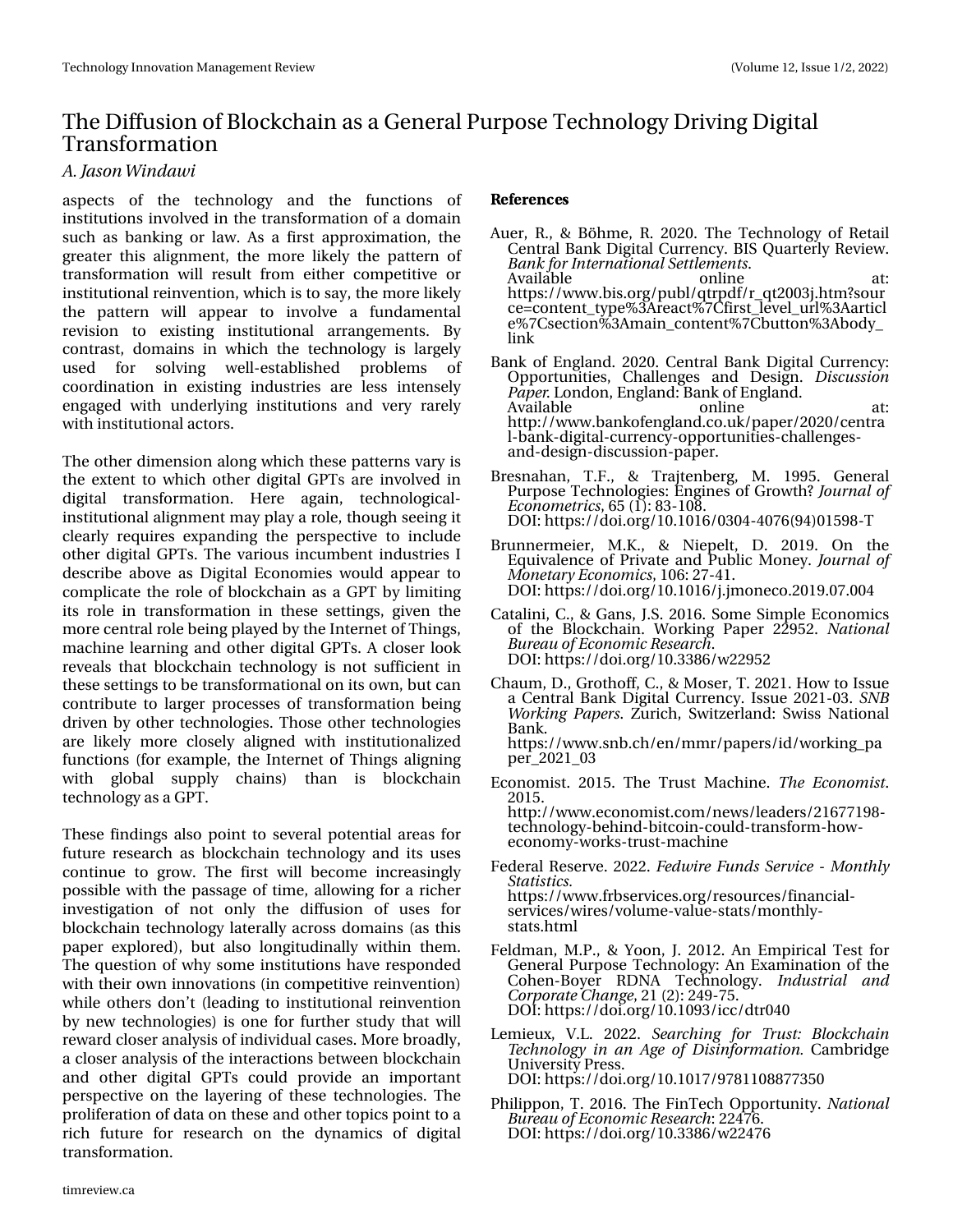aspects of the technology and the functions of institutions involved in the transformation of a domain such as banking or law. As a first approximation, the greater this alignment, the more likely the pattern of transformation will result from either competitive or institutional reinvention, which is to say, the more likely the pattern will appear to involve a fundamental revision to existing institutional arrangements. By contrast, domains in which the technology is largely used for solving well-established problems of coordination in existing industries are less intensely engaged with underlying institutions and very rarely with institutional actors.

The other dimension along which these patterns vary is the extent to which other digital GPTs are involved in digital transformation. Here again, technological-institutional alignment may play a role, though seeing it clearly requires expanding the perspective to include other digital GPTs. The various incumbent industries I describe above as Digital Economies would appear to complicate the role of blockchain as a GPT by limiting its role in transformation in these settings, given the more central role being played by the Internet of Things, machine learning and other digital GPTs. A closer look reveals that blockchain technology is not sufficient in these settings to be transformational on its own, but can contribute to larger processes of transformation being driven by other technologies. Those other technologies are likely more closely aligned with institutionalized functions (for example, the Internet of Things aligning with global supply chains) than is blockchain technology as a GPT.

These findings also point to several potential areas for future research as blockchain technology and its uses continue to grow. The first will become increasingly possible with the passage of time, allowing for a richer investigation of not only the diffusion of uses for blockchain technology laterally across domains (as this paper explored), but also longitudinally within them. The question of why some institutions have responded with their own innovations (in competitive reinvention) while others don't (leading to institutional reinvention by new technologies) is one for further study that will reward closer analysis of individual cases. More broadly, a closer analysis of the interactions between blockchain and other digital GPTs could provide an important perspective on the layering of these technologies. The proliferation of data on these and other topics point to a rich future for research on the dynamics of digital transformation.

## References

Auer, R., & Böhme, R. 2020. The Technology of Retail Central Bank Digital Currency. BIS Quarterly Review. *Bank for International Settlements*. Available online at: https://www.bis.org/publ/qtrpdf/r_qt2003j.htm?source=content_type%3Areact%7Cfirst_level_url%3Aarticle%7Csection%3Amain_content%7Cbutton%3Abody_link

Bank of England. 2020. Central Bank Digital Currency: Opportunities, Challenges and Design. *Discussion Paper*. London, England: Bank of England. Available online at: http://www.bankofengland.co.uk/paper/2020/central-bank-digital-currency-opportunities-challenges-and-design-discussion-paper.

Bresnahan, T.F., & Trajtenberg, M. 1995. General Purpose Technologies: Engines of Growth? *Journal of Econometrics*, 65 (1): 83-108. DOI: https://doi.org/10.1016/0304-4076(94)01598-T

Brunnermeier, M.K., & Niepelt, D. 2019. On the Equivalence of Private and Public Money. *Journal of Monetary Economics*, 106: 27-41. DOI: https://doi.org/10.1016/j.jmoneco.2019.07.004

Catalini, C., & Gans, J.S. 2016. Some Simple Economics of the Blockchain. Working Paper 22952. *National Bureau of Economic Research*. DOI: https://doi.org/10.3386/w22952

Chaum, D., Grothoff, C., & Moser, T. 2021. How to Issue a Central Bank Digital Currency. Issue 2021-03. *SNB Working Papers*. Zurich, Switzerland: Swiss National Bank. https://www.snb.ch/en/mmr/papers/id/working_paper_2021_03

Economist. 2015. The Trust Machine. *The Economist*. 2015. http://www.economist.com/news/leaders/21677198-technology-behind-bitcoin-could-transform-how-economy-works-trust-machine

Federal Reserve. 2022. *Fedwire Funds Service - Monthly Statistics.* https://www.frbservices.org/resources/financial-services/wires/volume-value-stats/monthly-stats.html

Feldman, M.P., & Yoon, J. 2012. An Empirical Test for General Purpose Technology: An Examination of the Cohen-Boyer RDNA Technology. *Industrial and Corporate Change*, 21 (2): 249-75. DOI: https://doi.org/10.1093/icc/dtr040

Lemieux, V.L. 2022. *Searching for Trust: Blockchain Technology in an Age of Disinformation.* Cambridge University Press. DOI: https://doi.org/10.1017/9781108877350

Philippon, T. 2016. The FinTech Opportunity. *National Bureau of Economic Research*: 22476. DOI: https://doi.org/10.3386/w22476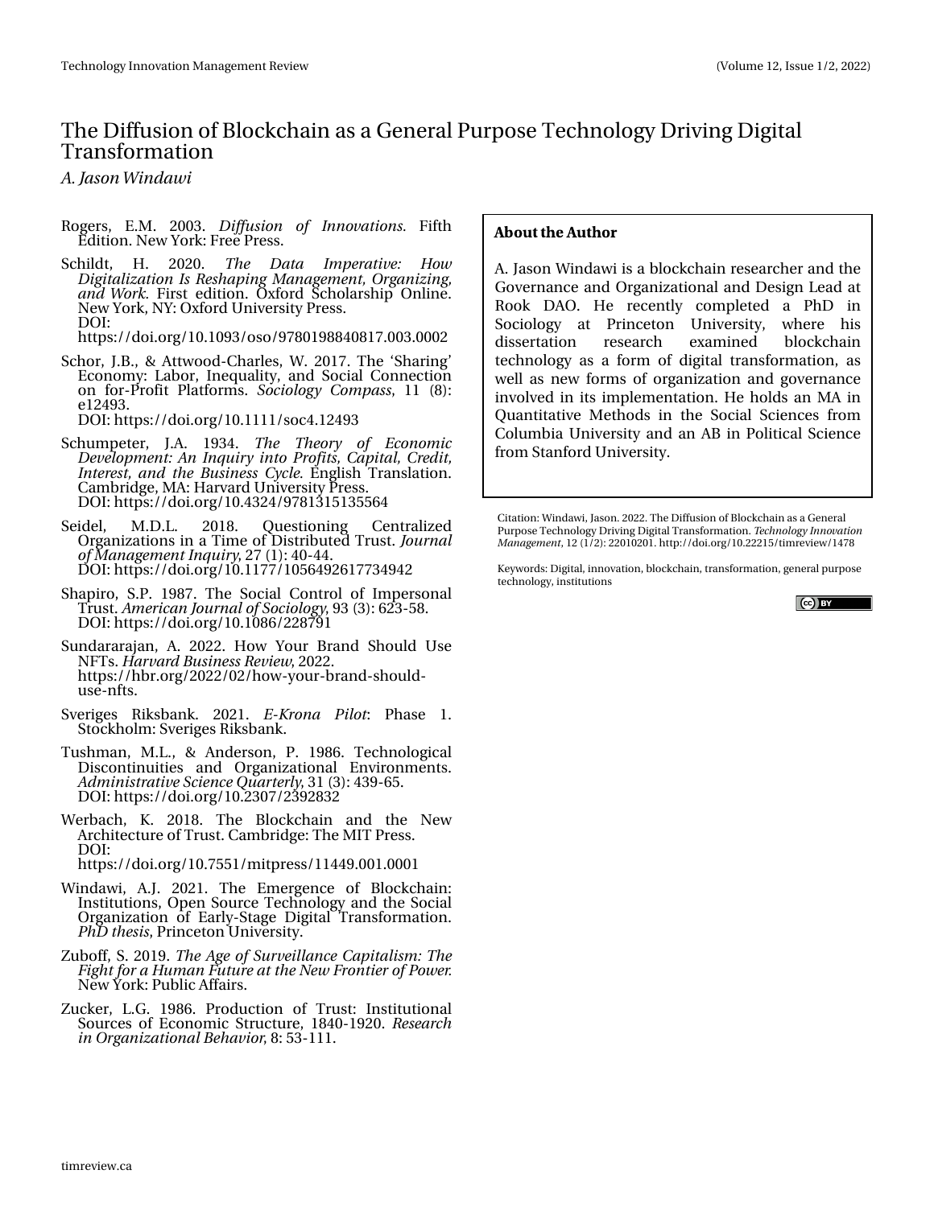Rogers, E.M. 2003. *Diffusion of Innovations.* Fifth Edition. New York: Free Press.

Schildt, H. 2020. *The Data Imperative: How Digitalization Is Reshaping Management, Organizing, and Work.* First edition. Oxford Scholarship Online. New York, NY: Oxford University Press. DOI: https://doi.org/10.1093/oso/9780198840817.003.0002

Schor, J.B., & Attwood-Charles, W. 2017. The 'Sharing' Economy: Labor, Inequality, and Social Connection on for-Profit Platforms. *Sociology Compass*, 11 (8): e12493.
DOI: https://doi.org/10.1111/soc4.12493

Schumpeter, J.A. 1934. *The Theory of Economic Development: An Inquiry into Profits, Capital, Credit, Interest, and the Business Cycle*. English Translation. Cambridge, MA: Harvard University Press.
DOI: https://doi.org/10.4324/9781315135564

Seidel, M.D.L. 2018. Questioning Centralized Organizations in a Time of Distributed Trust. *Journal of Management Inquiry*, 27 (1): 40-44.
DOI: https://doi.org/10.1177/1056492617734942

Shapiro, S.P. 1987. The Social Control of Impersonal Trust. *American Journal of Sociology*, 93 (3): 623-58.
DOI: https://doi.org/10.1086/228791

Sundararajan, A. 2022. How Your Brand Should Use NFTs. *Harvard Business Review*, 2022.
https://hbr.org/2022/02/how-your-brand-should-use-nfts.

Sveriges Riksbank. 2021. *E-Krona Pilot*: Phase 1. Stockholm: Sveriges Riksbank.

Tushman, M.L., & Anderson, P. 1986. Technological Discontinuities and Organizational Environments. *Administrative Science Quarterly*, 31 (3): 439-65.
DOI: https://doi.org/10.2307/2392832

Werbach, K. 2018. The Blockchain and the New Architecture of Trust. Cambridge: The MIT Press. DOI: https://doi.org/10.7551/mitpress/11449.001.0001

Windawi, A.J. 2021. The Emergence of Blockchain: Institutions, Open Source Technology and the Social Organization of Early-Stage Digital Transformation. *PhD thesis*, Princeton University.

Zuboff, S. 2019. *The Age of Surveillance Capitalism: The Fight for a Human Future at the New Frontier of Power.* New York: Public Affairs.

Zucker, L.G. 1986. Production of Trust: Institutional Sources of Economic Structure, 1840-1920. *Research in Organizational Behavior*, 8: 53-111.

**About the Author**

A. Jason Windawi is a blockchain researcher and the Governance and Organizational and Design Lead at Rook DAO. He recently completed a PhD in Sociology at Princeton University, where his dissertation research examined blockchain technology as a form of digital transformation, as well as new forms of organization and governance involved in its implementation. He holds an MA in Quantitative Methods in the Social Sciences from Columbia University and an AB in Political Science from Stanford University.

Citation: Windawi, Jason. 2022. The Diffusion of Blockchain as a General Purpose Technology Driving Digital Transformation. *Technology Innovation Management*, 12 (1/2): 22010201. http://doi.org/10.22215/timreview/1478

Keywords: Digital, innovation, blockchain, transformation, general purpose technology, institutions